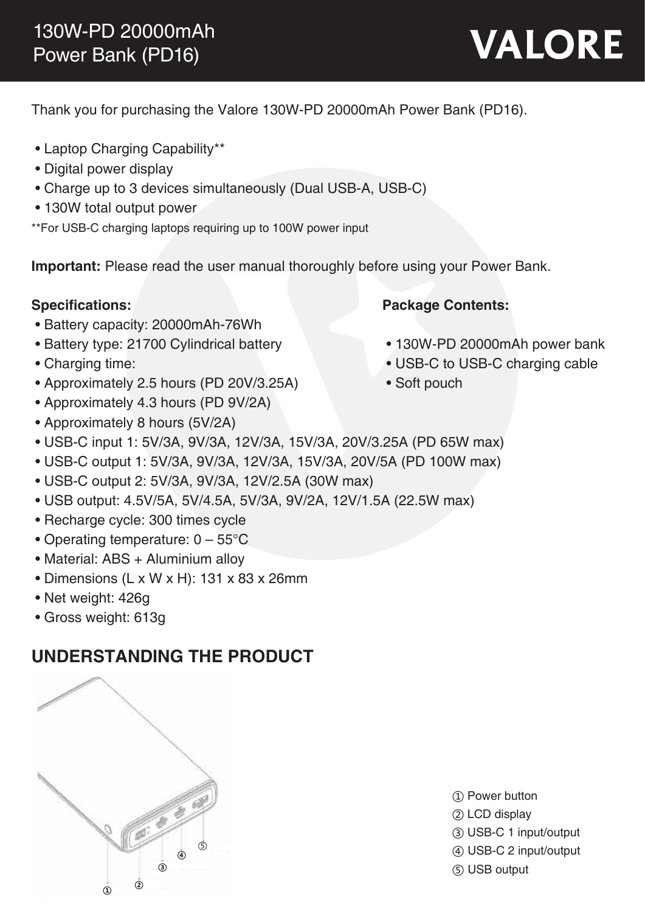# 130W-PD 20000mAh Power Bank (PD16)

VALORE

Thank you for purchasing the Valore 130W-PD 20000mAh Power Bank (PD16).

- Laptop Charging Capability**
- Digital power display
- Charge up to 3 devices simultaneously (Dual USB-A, USB-C)
- 130W total output power

**For USB-C charging laptops requiring up to 100W power input

**Important:** Please read the user manual thoroughly before using your Power Bank.

**Specifications:**

- Battery capacity: 20000mAh-76Wh
- Battery type: 21700 Cylindrical battery
- Charging time:
- Approximately 2.5 hours (PD 20V/3.25A)
- Approximately 4.3 hours (PD 9V/2A)
- Approximately 8 hours (5V/2A)
- USB-C input 1: 5V/3A, 9V/3A, 12V/3A, 15V/3A, 20V/3.25A (PD 65W max)
- USB-C output 1: 5V/3A, 9V/3A, 12V/3A, 15V/3A, 20V/5A (PD 100W max)
- USB-C output 2: 5V/3A, 9V/3A, 12V/2.5A (30W max)
- USB output: 4.5V/5A, 5V/4.5A, 5V/3A, 9V/2A, 12V/1.5A (22.5W max)
- Recharge cycle: 300 times cycle
- Operating temperature: 0 – 55°C
- Material: ABS + Aluminium alloy
- Dimensions (L x W x H): 131 x 83 x 26mm
- Net weight: 426g
- Gross weight: 613g

**Package Contents:**

- 130W-PD 20000mAh power bank
- USB-C to USB-C charging cable
- Soft pouch

## UNDERSTANDING THE PRODUCT

① Power button
② LCD display
③ USB-C 1 input/output
④ USB-C 2 input/output
⑤ USB output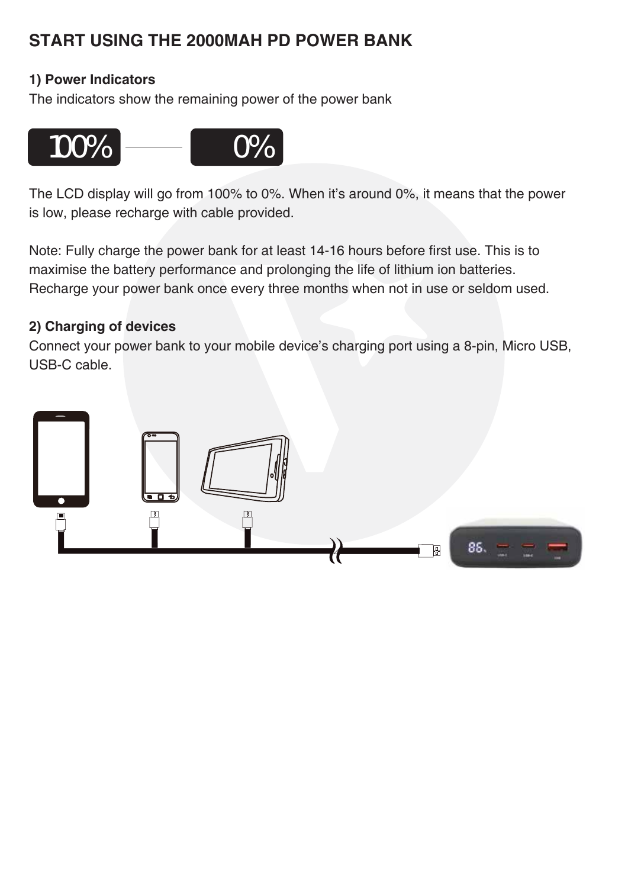# START USING THE 2000MAH PD POWER BANK

**1) Power Indicators**

The indicators show the remaining power of the power bank

100% — 0%

The LCD display will go from 100% to 0%. When it's around 0%, it means that the power is low, please recharge with cable provided.

Note: Fully charge the power bank for at least 14-16 hours before first use. This is to maximise the battery performance and prolonging the life of lithium ion batteries. Recharge your power bank once every three months when not in use or seldom used.

**2) Charging of devices**

Connect your power bank to your mobile device's charging port using a 8-pin, Micro USB, USB-C cable.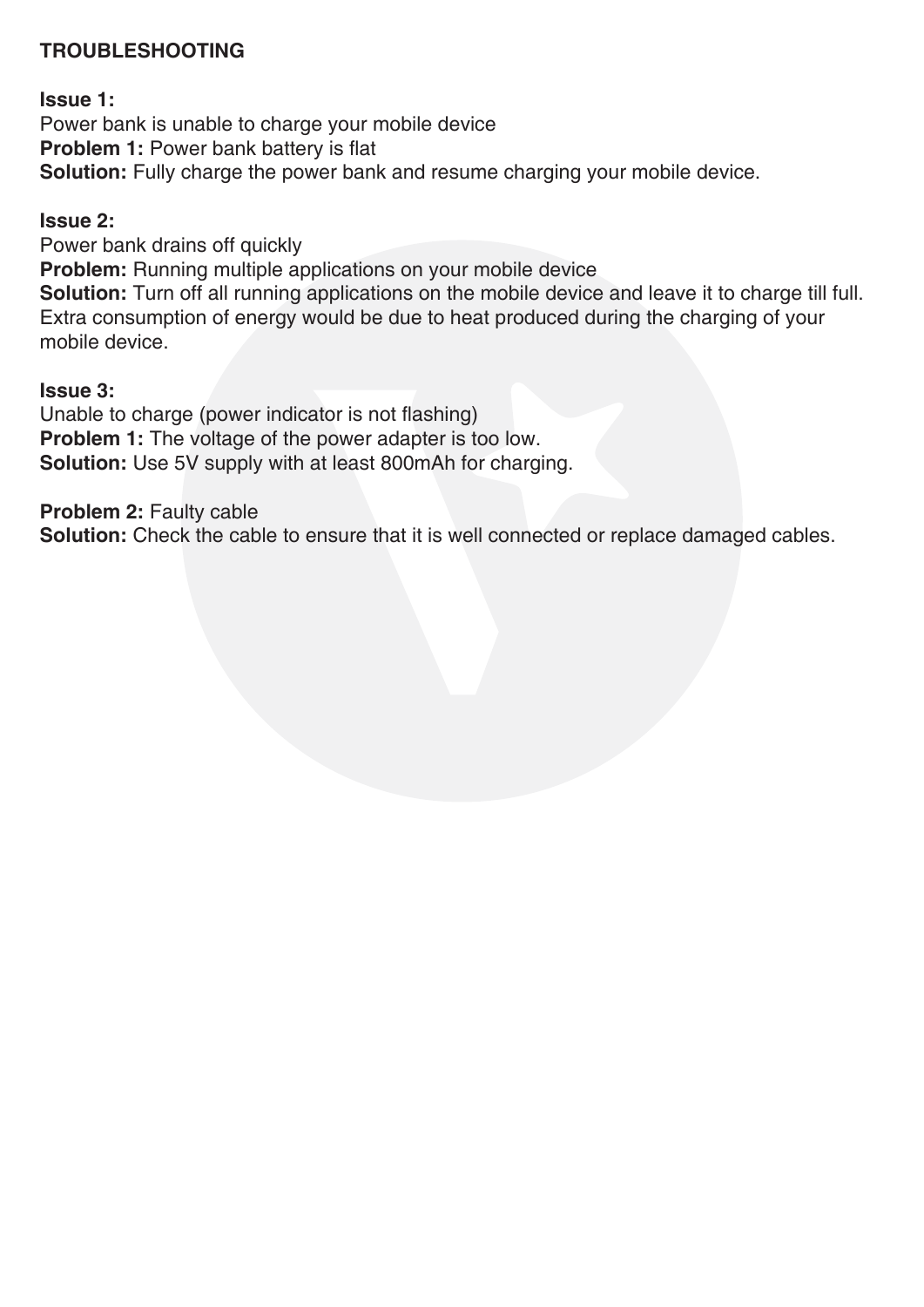## TROUBLESHOOTING

**Issue 1:**
Power bank is unable to charge your mobile device
**Problem 1:** Power bank battery is flat
**Solution:** Fully charge the power bank and resume charging your mobile device.

**Issue 2:**
Power bank drains off quickly
**Problem:** Running multiple applications on your mobile device
**Solution:** Turn off all running applications on the mobile device and leave it to charge till full. Extra consumption of energy would be due to heat produced during the charging of your mobile device.

**Issue 3:**
Unable to charge (power indicator is not flashing)
**Problem 1:** The voltage of the power adapter is too low.
**Solution:** Use 5V supply with at least 800mAh for charging.

**Problem 2:** Faulty cable
**Solution:** Check the cable to ensure that it is well connected or replace damaged cables.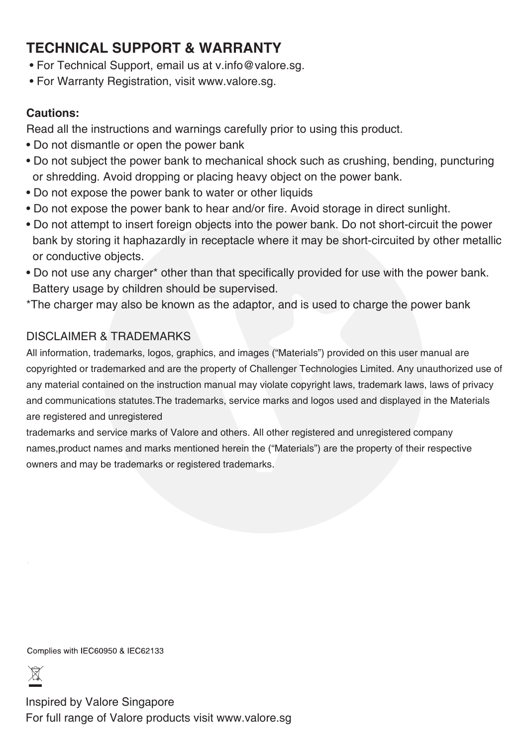## TECHNICAL SUPPORT & WARRANTY

- For Technical Support, email us at v.info@valore.sg.
- For Warranty Registration, visit www.valore.sg.

**Cautions:**

Read all the instructions and warnings carefully prior to using this product.

- Do not dismantle or open the power bank
- Do not subject the power bank to mechanical shock such as crushing, bending, puncturing or shredding. Avoid dropping or placing heavy object on the power bank.
- Do not expose the power bank to water or other liquids
- Do not expose the power bank to hear and/or fire. Avoid storage in direct sunlight.
- Do not attempt to insert foreign objects into the power bank. Do not short-circuit the power bank by storing it haphazardly in receptacle where it may be short-circuited by other metallic or conductive objects.
- Do not use any charger* other than that specifically provided for use with the power bank. Battery usage by children should be supervised.

*The charger may also be known as the adaptor, and is used to charge the power bank

DISCLAIMER & TRADEMARKS

All information, trademarks, logos, graphics, and images ("Materials") provided on this user manual are copyrighted or trademarked and are the property of Challenger Technologies Limited. Any unauthorized use of any material contained on the instruction manual may violate copyright laws, trademark laws, laws of privacy and communications statutes.The trademarks, service marks and logos used and displayed in the Materials are registered and unregistered

trademarks and service marks of Valore and others. All other registered and unregistered company names,product names and marks mentioned herein the ("Materials") are the property of their respective owners and may be trademarks or registered trademarks.

Complies with IEC60950 & IEC62133

Inspired by Valore Singapore

For full range of Valore products visit www.valore.sg